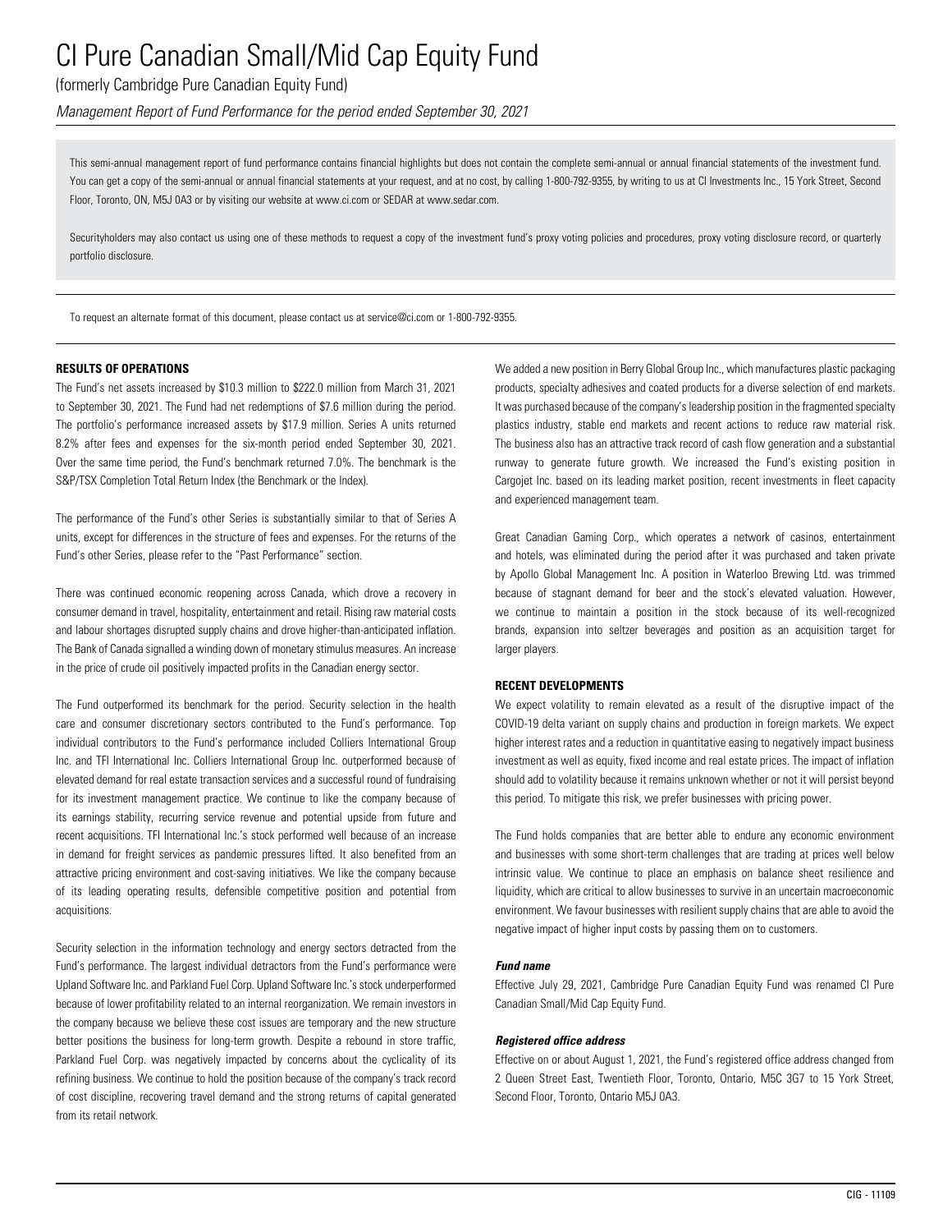# CI Pure Canadian Small/Mid Cap Equity Fund

(formerly Cambridge Pure Canadian Equity Fund)

*Management Report of Fund Performance for the period ended September 30, 2021*

This semi-annual management report of fund performance contains financial highlights but does not contain the complete semi-annual or annual financial statements of the investment fund. You can get a copy of the semi-annual or annual financial statements at your request, and at no cost, by calling 1-800-792-9355, by writing to us at CI Investments Inc., 15 York Street, Second Floor, Toronto, ON, M5J 0A3 or by visiting our website at www.ci.com or SEDAR at www.sedar.com.

Securityholders may also contact us using one of these methods to request a copy of the investment fund's proxy voting policies and procedures, proxy voting disclosure record, or quarterly portfolio disclosure.

To request an alternate format of this document, please contact us at service@ci.com or 1-800-792-9355.

## RESULTS OF OPERATIONS

The Fund's net assets increased by $10.3 million to $222.0 million from March 31, 2021 to September 30, 2021. The Fund had net redemptions of $7.6 million during the period. The portfolio's performance increased assets by $17.9 million. Series A units returned 8.2% after fees and expenses for the six-month period ended September 30, 2021. Over the same time period, the Fund's benchmark returned 7.0%. The benchmark is the S&P/TSX Completion Total Return Index (the Benchmark or the Index).

The performance of the Fund's other Series is substantially similar to that of Series A units, except for differences in the structure of fees and expenses. For the returns of the Fund's other Series, please refer to the "Past Performance" section.

There was continued economic reopening across Canada, which drove a recovery in consumer demand in travel, hospitality, entertainment and retail. Rising raw material costs and labour shortages disrupted supply chains and drove higher-than-anticipated inflation. The Bank of Canada signalled a winding down of monetary stimulus measures. An increase in the price of crude oil positively impacted profits in the Canadian energy sector.

The Fund outperformed its benchmark for the period. Security selection in the health care and consumer discretionary sectors contributed to the Fund's performance. Top individual contributors to the Fund's performance included Colliers International Group Inc. and TFI International Inc. Colliers International Group Inc. outperformed because of elevated demand for real estate transaction services and a successful round of fundraising for its investment management practice. We continue to like the company because of its earnings stability, recurring service revenue and potential upside from future and recent acquisitions. TFI International Inc.'s stock performed well because of an increase in demand for freight services as pandemic pressures lifted. It also benefited from an attractive pricing environment and cost-saving initiatives. We like the company because of its leading operating results, defensible competitive position and potential from acquisitions.

Security selection in the information technology and energy sectors detracted from the Fund's performance. The largest individual detractors from the Fund's performance were Upland Software Inc. and Parkland Fuel Corp. Upland Software Inc.'s stock underperformed because of lower profitability related to an internal reorganization. We remain investors in the company because we believe these cost issues are temporary and the new structure better positions the business for long-term growth. Despite a rebound in store traffic, Parkland Fuel Corp. was negatively impacted by concerns about the cyclicality of its refining business. We continue to hold the position because of the company's track record of cost discipline, recovering travel demand and the strong returns of capital generated from its retail network.

We added a new position in Berry Global Group Inc., which manufactures plastic packaging products, specialty adhesives and coated products for a diverse selection of end markets. It was purchased because of the company's leadership position in the fragmented specialty plastics industry, stable end markets and recent actions to reduce raw material risk. The business also has an attractive track record of cash flow generation and a substantial runway to generate future growth. We increased the Fund's existing position in Cargojet Inc. based on its leading market position, recent investments in fleet capacity and experienced management team.

Great Canadian Gaming Corp., which operates a network of casinos, entertainment and hotels, was eliminated during the period after it was purchased and taken private by Apollo Global Management Inc. A position in Waterloo Brewing Ltd. was trimmed because of stagnant demand for beer and the stock's elevated valuation. However, we continue to maintain a position in the stock because of its well-recognized brands, expansion into seltzer beverages and position as an acquisition target for larger players.

## RECENT DEVELOPMENTS

We expect volatility to remain elevated as a result of the disruptive impact of the COVID-19 delta variant on supply chains and production in foreign markets. We expect higher interest rates and a reduction in quantitative easing to negatively impact business investment as well as equity, fixed income and real estate prices. The impact of inflation should add to volatility because it remains unknown whether or not it will persist beyond this period. To mitigate this risk, we prefer businesses with pricing power.

The Fund holds companies that are better able to endure any economic environment and businesses with some short-term challenges that are trading at prices well below intrinsic value. We continue to place an emphasis on balance sheet resilience and liquidity, which are critical to allow businesses to survive in an uncertain macroeconomic environment. We favour businesses with resilient supply chains that are able to avoid the negative impact of higher input costs by passing them on to customers.

### *Fund name*

Effective July 29, 2021, Cambridge Pure Canadian Equity Fund was renamed CI Pure Canadian Small/Mid Cap Equity Fund.

### *Registered office address*

Effective on or about August 1, 2021, the Fund's registered office address changed from 2 Queen Street East, Twentieth Floor, Toronto, Ontario, M5C 3G7 to 15 York Street, Second Floor, Toronto, Ontario M5J 0A3.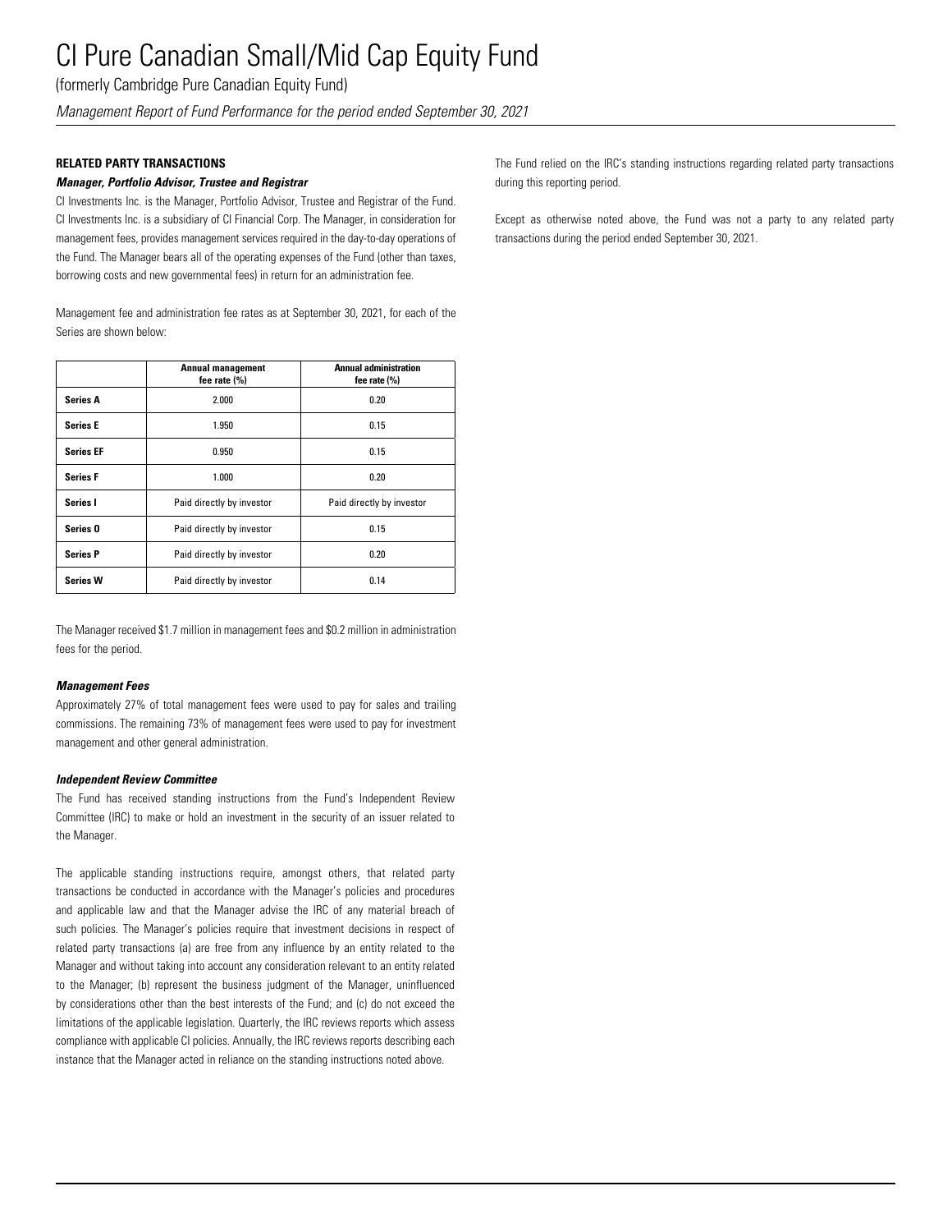## RELATED PARTY TRANSACTIONS

### *Manager, Portfolio Advisor, Trustee and Registrar*

CI Investments Inc. is the Manager, Portfolio Advisor, Trustee and Registrar of the Fund. CI Investments Inc. is a subsidiary of CI Financial Corp. The Manager, in consideration for management fees, provides management services required in the day-to-day operations of the Fund. The Manager bears all of the operating expenses of the Fund (other than taxes, borrowing costs and new governmental fees) in return for an administration fee.

Management fee and administration fee rates as at September 30, 2021, for each of the Series are shown below:

| | Annual management fee rate (%) | Annual administration fee rate (%) |
|---|---|---|
| **Series A** | 2.000 | 0.20 |
| **Series E** | 1.950 | 0.15 |
| **Series EF** | 0.950 | 0.15 |
| **Series F** | 1.000 | 0.20 |
| **Series I** | Paid directly by investor | Paid directly by investor |
| **Series O** | Paid directly by investor | 0.15 |
| **Series P** | Paid directly by investor | 0.20 |
| **Series W** | Paid directly by investor | 0.14 |

The Manager received $1.7 million in management fees and $0.2 million in administration fees for the period.

### *Management Fees*

Approximately 27% of total management fees were used to pay for sales and trailing commissions. The remaining 73% of management fees were used to pay for investment management and other general administration.

### *Independent Review Committee*

The Fund has received standing instructions from the Fund's Independent Review Committee (IRC) to make or hold an investment in the security of an issuer related to the Manager.

The applicable standing instructions require, amongst others, that related party transactions be conducted in accordance with the Manager's policies and procedures and applicable law and that the Manager advise the IRC of any material breach of such policies. The Manager's policies require that investment decisions in respect of related party transactions (a) are free from any influence by an entity related to the Manager and without taking into account any consideration relevant to an entity related to the Manager; (b) represent the business judgment of the Manager, uninfluenced by considerations other than the best interests of the Fund; and (c) do not exceed the limitations of the applicable legislation. Quarterly, the IRC reviews reports which assess compliance with applicable CI policies. Annually, the IRC reviews reports describing each instance that the Manager acted in reliance on the standing instructions noted above.

The Fund relied on the IRC's standing instructions regarding related party transactions during this reporting period.

Except as otherwise noted above, the Fund was not a party to any related party transactions during the period ended September 30, 2021.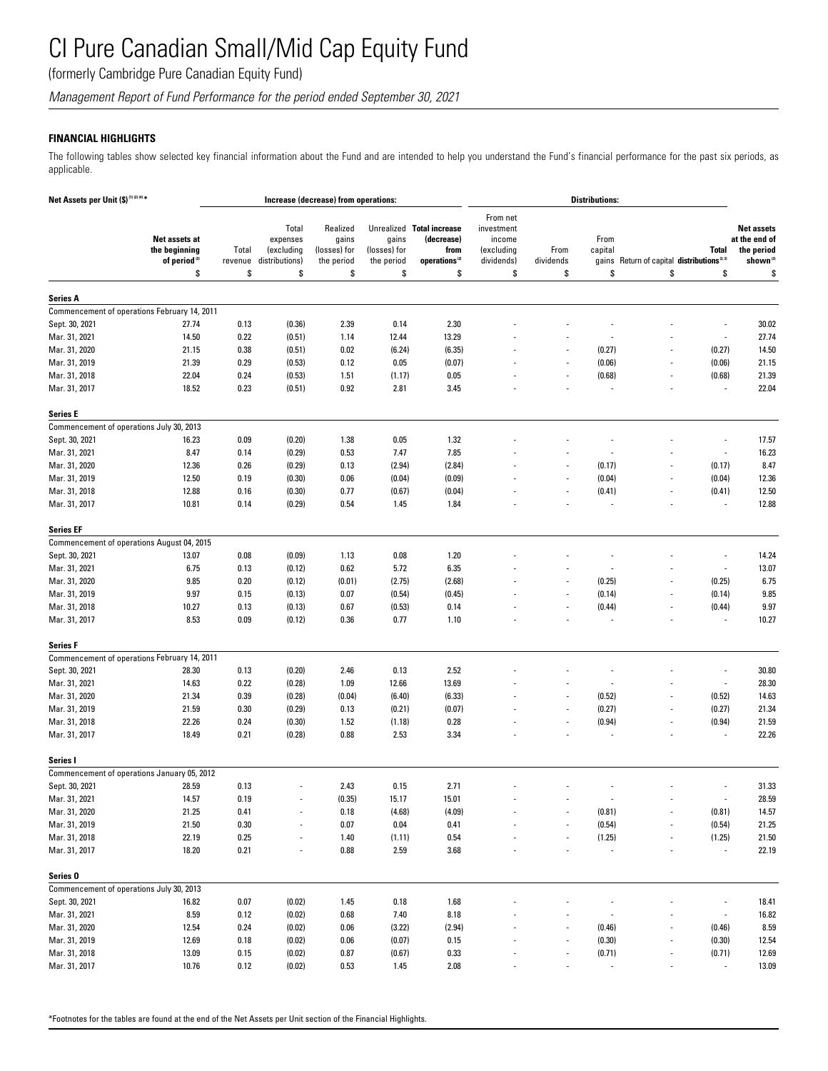# CI Pure Canadian Small/Mid Cap Equity Fund

(formerly Cambridge Pure Canadian Equity Fund)

*Management Report of Fund Performance for the period ended September 30, 2021*

**FINANCIAL HIGHLIGHTS**

The following tables show selected key financial information about the Fund and are intended to help you understand the Fund's financial performance for the past six periods, as applicable.

| Net Assets per Unit ($)[1] [2] [4] * | | Increase (decrease) from operations: | | | | | Distributions: | | | | | | |
|---|---|---|---|---|---|---|---|---|---|---|---|---|---|
| | Net assets at the beginning of period[2] | Total revenue | Total expenses (excluding distributions) | Realized gains (losses) for the period | Unrealized gains (losses) for the period | Total increase (decrease) from operations[2] | From net investment income (excluding dividends) | From dividends | From capital gains | Return of capital | Total distributions[2, 3] | Net assets at the end of the period shown[2] |
| | $ | $ | $ | $ | $ | $ | $ | $ | $ | $ | $ | $ |
| **Series A** | | | | | | | | | | | | |
| Commencement of operations February 14, 2011 | | | | | | | | | | | | |
| Sept. 30, 2021 | 27.74 | 0.13 | (0.36) | 2.39 | 0.14 | 2.30 | - | - | - | - | - | 30.02 |
| Mar. 31, 2021 | 14.50 | 0.22 | (0.51) | 1.14 | 12.44 | 13.29 | - | - | - | - | - | 27.74 |
| Mar. 31, 2020 | 21.15 | 0.38 | (0.51) | 0.02 | (6.24) | (6.35) | - | - | (0.27) | - | (0.27) | 14.50 |
| Mar. 31, 2019 | 21.39 | 0.29 | (0.53) | 0.12 | 0.05 | (0.07) | - | - | (0.06) | - | (0.06) | 21.15 |
| Mar. 31, 2018 | 22.04 | 0.24 | (0.53) | 1.51 | (1.17) | 0.05 | - | - | (0.68) | - | (0.68) | 21.39 |
| Mar. 31, 2017 | 18.52 | 0.23 | (0.51) | 0.92 | 2.81 | 3.45 | - | - | - | - | - | 22.04 |
| **Series E** | | | | | | | | | | | | |
| Commencement of operations July 30, 2013 | | | | | | | | | | | | |
| Sept. 30, 2021 | 16.23 | 0.09 | (0.20) | 1.38 | 0.05 | 1.32 | - | - | - | - | - | 17.57 |
| Mar. 31, 2021 | 8.47 | 0.14 | (0.29) | 0.53 | 7.47 | 7.85 | - | - | - | - | - | 16.23 |
| Mar. 31, 2020 | 12.36 | 0.26 | (0.29) | 0.13 | (2.94) | (2.84) | - | - | (0.17) | - | (0.17) | 8.47 |
| Mar. 31, 2019 | 12.50 | 0.19 | (0.30) | 0.06 | (0.04) | (0.09) | - | - | (0.04) | - | (0.04) | 12.36 |
| Mar. 31, 2018 | 12.88 | 0.16 | (0.30) | 0.77 | (0.67) | (0.04) | - | - | (0.41) | - | (0.41) | 12.50 |
| Mar. 31, 2017 | 10.81 | 0.14 | (0.29) | 0.54 | 1.45 | 1.84 | - | - | - | - | - | 12.88 |
| **Series EF** | | | | | | | | | | | | |
| Commencement of operations August 04, 2015 | | | | | | | | | | | | |
| Sept. 30, 2021 | 13.07 | 0.08 | (0.09) | 1.13 | 0.08 | 1.20 | - | - | - | - | - | 14.24 |
| Mar. 31, 2021 | 6.75 | 0.13 | (0.12) | 0.62 | 5.72 | 6.35 | - | - | - | - | - | 13.07 |
| Mar. 31, 2020 | 9.85 | 0.20 | (0.12) | (0.01) | (2.75) | (2.68) | - | - | (0.25) | - | (0.25) | 6.75 |
| Mar. 31, 2019 | 9.97 | 0.15 | (0.13) | 0.07 | (0.54) | (0.45) | - | - | (0.14) | - | (0.14) | 9.85 |
| Mar. 31, 2018 | 10.27 | 0.13 | (0.13) | 0.67 | (0.53) | 0.14 | - | - | (0.44) | - | (0.44) | 9.97 |
| Mar. 31, 2017 | 8.53 | 0.09 | (0.12) | 0.36 | 0.77 | 1.10 | - | - | - | - | - | 10.27 |
| **Series F** | | | | | | | | | | | | |
| Commencement of operations February 14, 2011 | | | | | | | | | | | | |
| Sept. 30, 2021 | 28.30 | 0.13 | (0.20) | 2.46 | 0.13 | 2.52 | - | - | - | - | - | 30.80 |
| Mar. 31, 2021 | 14.63 | 0.22 | (0.28) | 1.09 | 12.66 | 13.69 | - | - | - | - | - | 28.30 |
| Mar. 31, 2020 | 21.34 | 0.39 | (0.28) | (0.04) | (6.40) | (6.33) | - | - | (0.52) | - | (0.52) | 14.63 |
| Mar. 31, 2019 | 21.59 | 0.30 | (0.29) | 0.13 | (0.21) | (0.07) | - | - | (0.27) | - | (0.27) | 21.34 |
| Mar. 31, 2018 | 22.26 | 0.24 | (0.30) | 1.52 | (1.18) | 0.28 | - | - | (0.94) | - | (0.94) | 21.59 |
| Mar. 31, 2017 | 18.49 | 0.21 | (0.28) | 0.88 | 2.53 | 3.34 | - | - | - | - | - | 22.26 |
| **Series I** | | | | | | | | | | | | |
| Commencement of operations January 05, 2012 | | | | | | | | | | | | |
| Sept. 30, 2021 | 28.59 | 0.13 | - | 2.43 | 0.15 | 2.71 | - | - | - | - | - | 31.33 |
| Mar. 31, 2021 | 14.57 | 0.19 | - | (0.35) | 15.17 | 15.01 | - | - | - | - | - | 28.59 |
| Mar. 31, 2020 | 21.25 | 0.41 | - | 0.18 | (4.68) | (4.09) | - | - | (0.81) | - | (0.81) | 14.57 |
| Mar. 31, 2019 | 21.50 | 0.30 | - | 0.07 | 0.04 | 0.41 | - | - | (0.54) | - | (0.54) | 21.25 |
| Mar. 31, 2018 | 22.19 | 0.25 | - | 1.40 | (1.11) | 0.54 | - | - | (1.25) | - | (1.25) | 21.50 |
| Mar. 31, 2017 | 18.20 | 0.21 | - | 0.88 | 2.59 | 3.68 | - | - | - | - | - | 22.19 |
| **Series O** | | | | | | | | | | | | |
| Commencement of operations July 30, 2013 | | | | | | | | | | | | |
| Sept. 30, 2021 | 16.82 | 0.07 | (0.02) | 1.45 | 0.18 | 1.68 | - | - | - | - | - | 18.41 |
| Mar. 31, 2021 | 8.59 | 0.12 | (0.02) | 0.68 | 7.40 | 8.18 | - | - | - | - | - | 16.82 |
| Mar. 31, 2020 | 12.54 | 0.24 | (0.02) | 0.06 | (3.22) | (2.94) | - | - | (0.46) | - | (0.46) | 8.59 |
| Mar. 31, 2019 | 12.69 | 0.18 | (0.02) | 0.06 | (0.07) | 0.15 | - | - | (0.30) | - | (0.30) | 12.54 |
| Mar. 31, 2018 | 13.09 | 0.15 | (0.02) | 0.87 | (0.67) | 0.33 | - | - | (0.71) | - | (0.71) | 12.69 |
| Mar. 31, 2017 | 10.76 | 0.12 | (0.02) | 0.53 | 1.45 | 2.08 | - | - | - | - | - | 13.09 |

*Footnotes for the tables are found at the end of the Net Assets per Unit section of the Financial Highlights.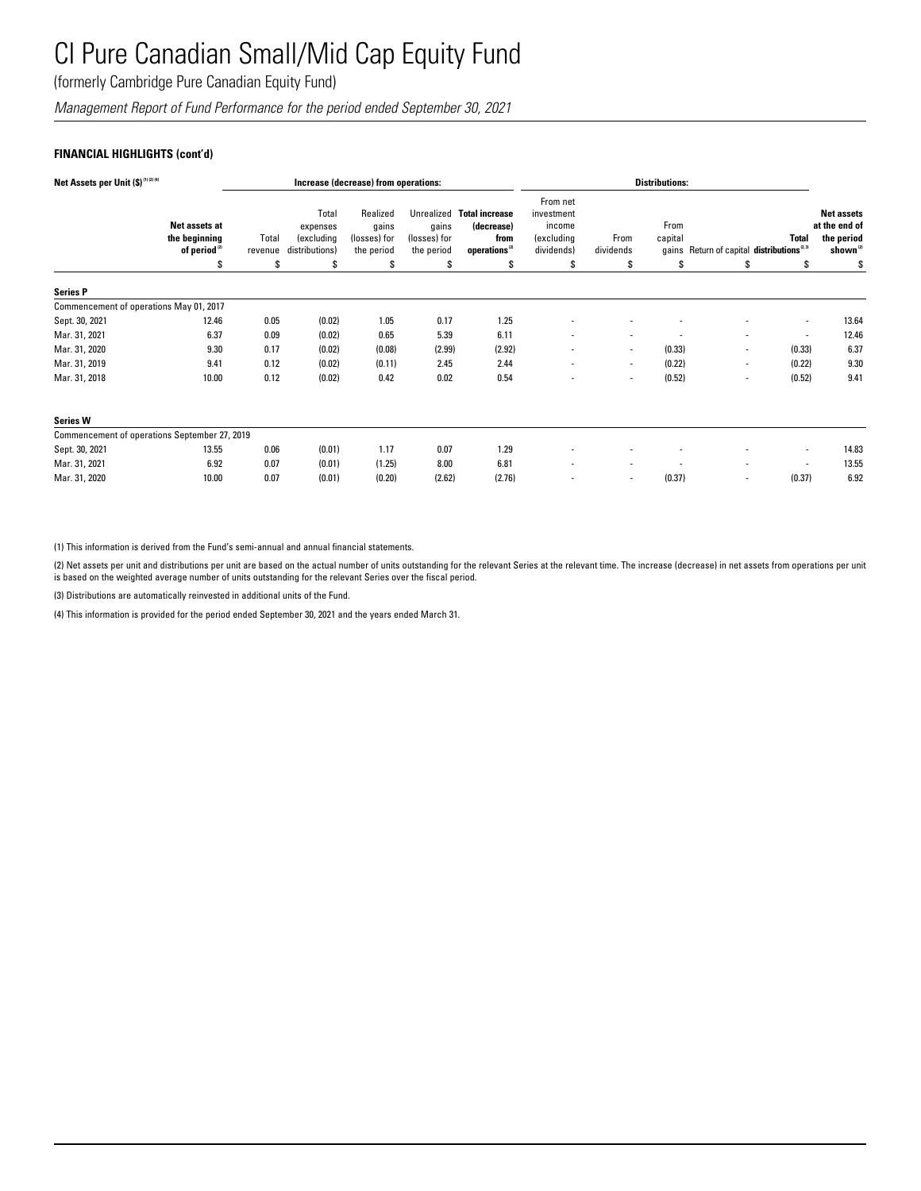# CI Pure Canadian Small/Mid Cap Equity Fund

(formerly Cambridge Pure Canadian Equity Fund)

*Management Report of Fund Performance for the period ended September 30, 2021*

**FINANCIAL HIGHLIGHTS (cont'd)**

| **Net Assets per Unit ($)** [1] [2] [4] | | **Increase (decrease) from operations:** | | | | | **Distributions:** | | | | | |
|---|---|---|---|---|---|---|---|---|---|---|---|---|
| | **Net assets at the beginning of period** [2] | Total revenue | Total expenses (excluding distributions) | Realized gains (losses) for the period | Unrealized gains (losses) for the period | **Total increase (decrease) from operations** [2] | From net investment income (excluding dividends) | From dividends | From capital gains | Return of capital | **Total distributions** [2,3] | **Net assets at the end of the period shown** [2] |
| | $ | $ | $ | $ | $ | $ | $ | $ | $ | $ | $ | $ |
| **Series P** | | | | | | | | | | | | |
| Commencement of operations May 01, 2017 | | | | | | | | | | | | |
| Sept. 30, 2021 | 12.46 | 0.05 | (0.02) | 1.05 | 0.17 | 1.25 | - | - | - | - | - | 13.64 |
| Mar. 31, 2021 | 6.37 | 0.09 | (0.02) | 0.65 | 5.39 | 6.11 | - | - | - | - | - | 12.46 |
| Mar. 31, 2020 | 9.30 | 0.17 | (0.02) | (0.08) | (2.99) | (2.92) | - | - | (0.33) | - | (0.33) | 6.37 |
| Mar. 31, 2019 | 9.41 | 0.12 | (0.02) | (0.11) | 2.45 | 2.44 | - | - | (0.22) | - | (0.22) | 9.30 |
| Mar. 31, 2018 | 10.00 | 0.12 | (0.02) | 0.42 | 0.02 | 0.54 | - | - | (0.52) | - | (0.52) | 9.41 |
| **Series W** | | | | | | | | | | | | |
| Commencement of operations September 27, 2019 | | | | | | | | | | | | |
| Sept. 30, 2021 | 13.55 | 0.06 | (0.01) | 1.17 | 0.07 | 1.29 | - | - | - | - | - | 14.83 |
| Mar. 31, 2021 | 6.92 | 0.07 | (0.01) | (1.25) | 8.00 | 6.81 | - | - | - | - | - | 13.55 |
| Mar. 31, 2020 | 10.00 | 0.07 | (0.01) | (0.20) | (2.62) | (2.76) | - | - | (0.37) | - | (0.37) | 6.92 |

(1) This information is derived from the Fund's semi-annual and annual financial statements.

(2) Net assets per unit and distributions per unit are based on the actual number of units outstanding for the relevant Series at the relevant time. The increase (decrease) in net assets from operations per unit is based on the weighted average number of units outstanding for the relevant Series over the fiscal period.

(3) Distributions are automatically reinvested in additional units of the Fund.

(4) This information is provided for the period ended September 30, 2021 and the years ended March 31.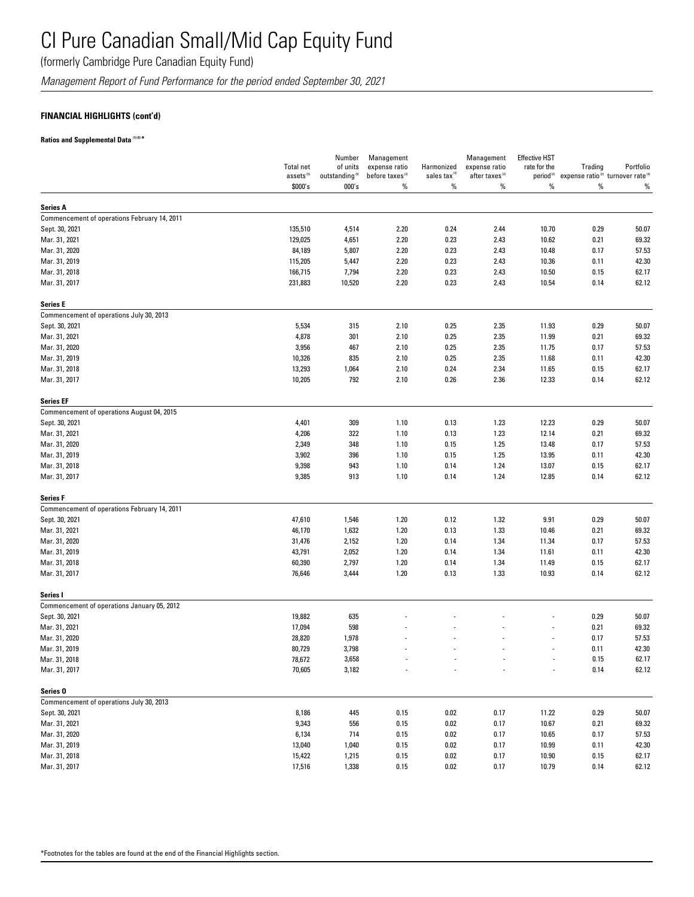# CI Pure Canadian Small/Mid Cap Equity Fund

(formerly Cambridge Pure Canadian Equity Fund)

*Management Report of Fund Performance for the period ended September 30, 2021*

**FINANCIAL HIGHLIGHTS (cont'd)**

**Ratios and Supplemental Data [1][5] ***

| | Total net assets[5] | Number of units outstanding[5] | Management expense ratio before taxes[2] | Harmonized sales tax[2] | Management expense ratio after taxes[2] | Effective HST rate for the period[2] | Trading expense ratio[3] | Portfolio turnover rate[4] |
|---|---|---|---|---|---|---|---|---|
| | $000's | 000's | % | % | % | % | % | % |
| **Series A** | | | | | | | | |
| Commencement of operations February 14, 2011 | | | | | | | | |
| Sept. 30, 2021 | 135,510 | 4,514 | 2.20 | 0.24 | 2.44 | 10.70 | 0.29 | 50.07 |
| Mar. 31, 2021 | 129,025 | 4,651 | 2.20 | 0.23 | 2.43 | 10.62 | 0.21 | 69.32 |
| Mar. 31, 2020 | 84,189 | 5,807 | 2.20 | 0.23 | 2.43 | 10.48 | 0.17 | 57.53 |
| Mar. 31, 2019 | 115,205 | 5,447 | 2.20 | 0.23 | 2.43 | 10.36 | 0.11 | 42.30 |
| Mar. 31, 2018 | 166,715 | 7,794 | 2.20 | 0.23 | 2.43 | 10.50 | 0.15 | 62.17 |
| Mar. 31, 2017 | 231,883 | 10,520 | 2.20 | 0.23 | 2.43 | 10.54 | 0.14 | 62.12 |
| **Series E** | | | | | | | | |
| Commencement of operations July 30, 2013 | | | | | | | | |
| Sept. 30, 2021 | 5,534 | 315 | 2.10 | 0.25 | 2.35 | 11.93 | 0.29 | 50.07 |
| Mar. 31, 2021 | 4,878 | 301 | 2.10 | 0.25 | 2.35 | 11.99 | 0.21 | 69.32 |
| Mar. 31, 2020 | 3,956 | 467 | 2.10 | 0.25 | 2.35 | 11.75 | 0.17 | 57.53 |
| Mar. 31, 2019 | 10,326 | 835 | 2.10 | 0.25 | 2.35 | 11.68 | 0.11 | 42.30 |
| Mar. 31, 2018 | 13,293 | 1,064 | 2.10 | 0.24 | 2.34 | 11.65 | 0.15 | 62.17 |
| Mar. 31, 2017 | 10,205 | 792 | 2.10 | 0.26 | 2.36 | 12.33 | 0.14 | 62.12 |
| **Series EF** | | | | | | | | |
| Commencement of operations August 04, 2015 | | | | | | | | |
| Sept. 30, 2021 | 4,401 | 309 | 1.10 | 0.13 | 1.23 | 12.23 | 0.29 | 50.07 |
| Mar. 31, 2021 | 4,206 | 322 | 1.10 | 0.13 | 1.23 | 12.14 | 0.21 | 69.32 |
| Mar. 31, 2020 | 2,349 | 348 | 1.10 | 0.15 | 1.25 | 13.48 | 0.17 | 57.53 |
| Mar. 31, 2019 | 3,902 | 396 | 1.10 | 0.15 | 1.25 | 13.95 | 0.11 | 42.30 |
| Mar. 31, 2018 | 9,398 | 943 | 1.10 | 0.14 | 1.24 | 13.07 | 0.15 | 62.17 |
| Mar. 31, 2017 | 9,385 | 913 | 1.10 | 0.14 | 1.24 | 12.85 | 0.14 | 62.12 |
| **Series F** | | | | | | | | |
| Commencement of operations February 14, 2011 | | | | | | | | |
| Sept. 30, 2021 | 47,610 | 1,546 | 1.20 | 0.12 | 1.32 | 9.91 | 0.29 | 50.07 |
| Mar. 31, 2021 | 46,170 | 1,632 | 1.20 | 0.13 | 1.33 | 10.46 | 0.21 | 69.32 |
| Mar. 31, 2020 | 31,476 | 2,152 | 1.20 | 0.14 | 1.34 | 11.34 | 0.17 | 57.53 |
| Mar. 31, 2019 | 43,791 | 2,052 | 1.20 | 0.14 | 1.34 | 11.61 | 0.11 | 42.30 |
| Mar. 31, 2018 | 60,390 | 2,797 | 1.20 | 0.14 | 1.34 | 11.49 | 0.15 | 62.17 |
| Mar. 31, 2017 | 76,646 | 3,444 | 1.20 | 0.13 | 1.33 | 10.93 | 0.14 | 62.12 |
| **Series I** | | | | | | | | |
| Commencement of operations January 05, 2012 | | | | | | | | |
| Sept. 30, 2021 | 19,882 | 635 | - | - | - | - | 0.29 | 50.07 |
| Mar. 31, 2021 | 17,094 | 598 | - | - | - | - | 0.21 | 69.32 |
| Mar. 31, 2020 | 28,820 | 1,978 | - | - | - | - | 0.17 | 57.53 |
| Mar. 31, 2019 | 80,729 | 3,798 | - | - | - | - | 0.11 | 42.30 |
| Mar. 31, 2018 | 78,672 | 3,658 | - | - | - | - | 0.15 | 62.17 |
| Mar. 31, 2017 | 70,605 | 3,182 | - | - | - | - | 0.14 | 62.12 |
| **Series O** | | | | | | | | |
| Commencement of operations July 30, 2013 | | | | | | | | |
| Sept. 30, 2021 | 8,186 | 445 | 0.15 | 0.02 | 0.17 | 11.22 | 0.29 | 50.07 |
| Mar. 31, 2021 | 9,343 | 556 | 0.15 | 0.02 | 0.17 | 10.67 | 0.21 | 69.32 |
| Mar. 31, 2020 | 6,134 | 714 | 0.15 | 0.02 | 0.17 | 10.65 | 0.17 | 57.53 |
| Mar. 31, 2019 | 13,040 | 1,040 | 0.15 | 0.02 | 0.17 | 10.99 | 0.11 | 42.30 |
| Mar. 31, 2018 | 15,422 | 1,215 | 0.15 | 0.02 | 0.17 | 10.90 | 0.15 | 62.17 |
| Mar. 31, 2017 | 17,516 | 1,338 | 0.15 | 0.02 | 0.17 | 10.79 | 0.14 | 62.12 |

*Footnotes for the tables are found at the end of the Financial Highlights section.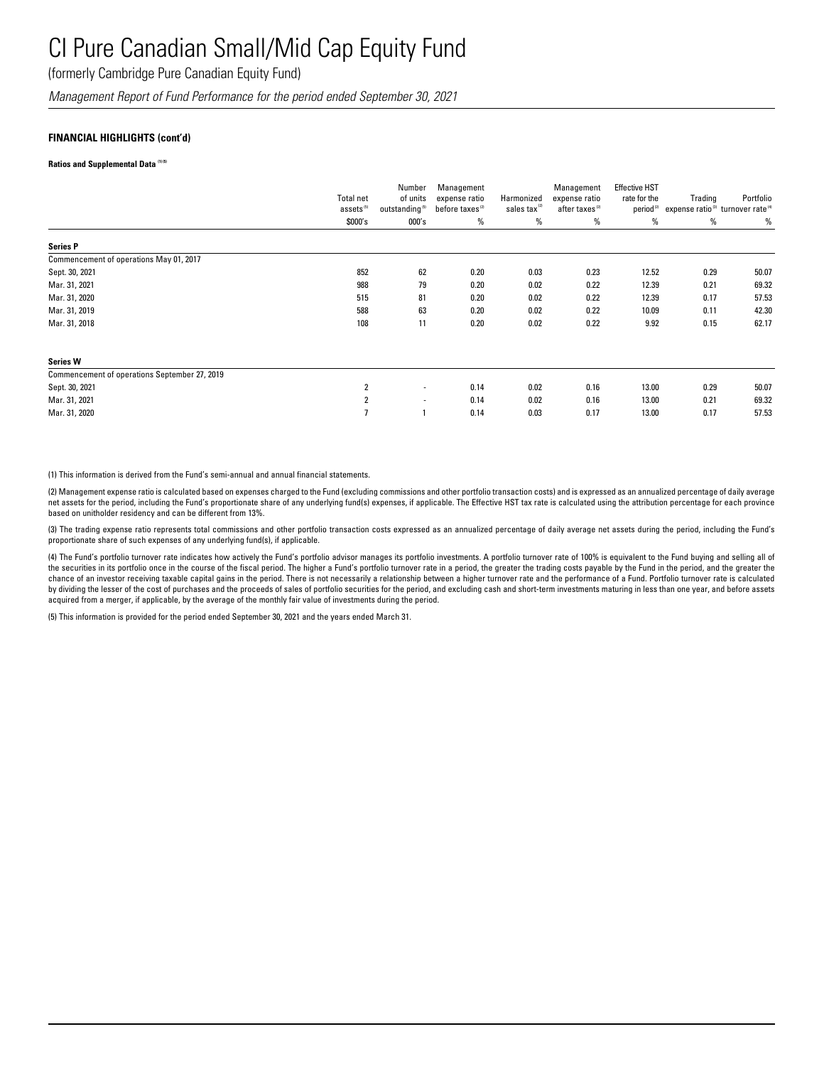# CI Pure Canadian Small/Mid Cap Equity Fund

(formerly Cambridge Pure Canadian Equity Fund)

*Management Report of Fund Performance for the period ended September 30, 2021*

**FINANCIAL HIGHLIGHTS (cont'd)**

**Ratios and Supplemental Data** [1][5]

| | Total net assets[5] | Number of units outstanding[5] | Management expense ratio before taxes[2] | Harmonized sales tax[2] | Management expense ratio after taxes[2] | Effective HST rate for the period[2] | Trading expense ratio[3] | Portfolio turnover rate[4] |
|---|---|---|---|---|---|---|---|---|
| | $000's | 000's | % | % | % | % | % | % |
| **Series P** | | | | | | | | |
| Commencement of operations May 01, 2017 | | | | | | | | |
| Sept. 30, 2021 | 852 | 62 | 0.20 | 0.03 | 0.23 | 12.52 | 0.29 | 50.07 |
| Mar. 31, 2021 | 988 | 79 | 0.20 | 0.02 | 0.22 | 12.39 | 0.21 | 69.32 |
| Mar. 31, 2020 | 515 | 81 | 0.20 | 0.02 | 0.22 | 12.39 | 0.17 | 57.53 |
| Mar. 31, 2019 | 588 | 63 | 0.20 | 0.02 | 0.22 | 10.09 | 0.11 | 42.30 |
| Mar. 31, 2018 | 108 | 11 | 0.20 | 0.02 | 0.22 | 9.92 | 0.15 | 62.17 |
| **Series W** | | | | | | | | |
| Commencement of operations September 27, 2019 | | | | | | | | |
| Sept. 30, 2021 | 2 | - | 0.14 | 0.02 | 0.16 | 13.00 | 0.29 | 50.07 |
| Mar. 31, 2021 | 2 | - | 0.14 | 0.02 | 0.16 | 13.00 | 0.21 | 69.32 |
| Mar. 31, 2020 | 7 | 1 | 0.14 | 0.03 | 0.17 | 13.00 | 0.17 | 57.53 |

(1) This information is derived from the Fund's semi-annual and annual financial statements.

(2) Management expense ratio is calculated based on expenses charged to the Fund (excluding commissions and other portfolio transaction costs) and is expressed as an annualized percentage of daily average net assets for the period, including the Fund's proportionate share of any underlying fund(s) expenses, if applicable. The Effective HST tax rate is calculated using the attribution percentage for each province based on unitholder residency and can be different from 13%.

(3) The trading expense ratio represents total commissions and other portfolio transaction costs expressed as an annualized percentage of daily average net assets during the period, including the Fund's proportionate share of such expenses of any underlying fund(s), if applicable.

(4) The Fund's portfolio turnover rate indicates how actively the Fund's portfolio advisor manages its portfolio investments. A portfolio turnover rate of 100% is equivalent to the Fund buying and selling all of the securities in its portfolio once in the course of the fiscal period. The higher a Fund's portfolio turnover rate in a period, the greater the trading costs payable by the Fund in the period, and the greater the chance of an investor receiving taxable capital gains in the period. There is not necessarily a relationship between a higher turnover rate and the performance of a Fund. Portfolio turnover rate is calculated by dividing the lesser of the cost of purchases and the proceeds of sales of portfolio securities for the period, and excluding cash and short-term investments maturing in less than one year, and before assets acquired from a merger, if applicable, by the average of the monthly fair value of investments during the period.

(5) This information is provided for the period ended September 30, 2021 and the years ended March 31.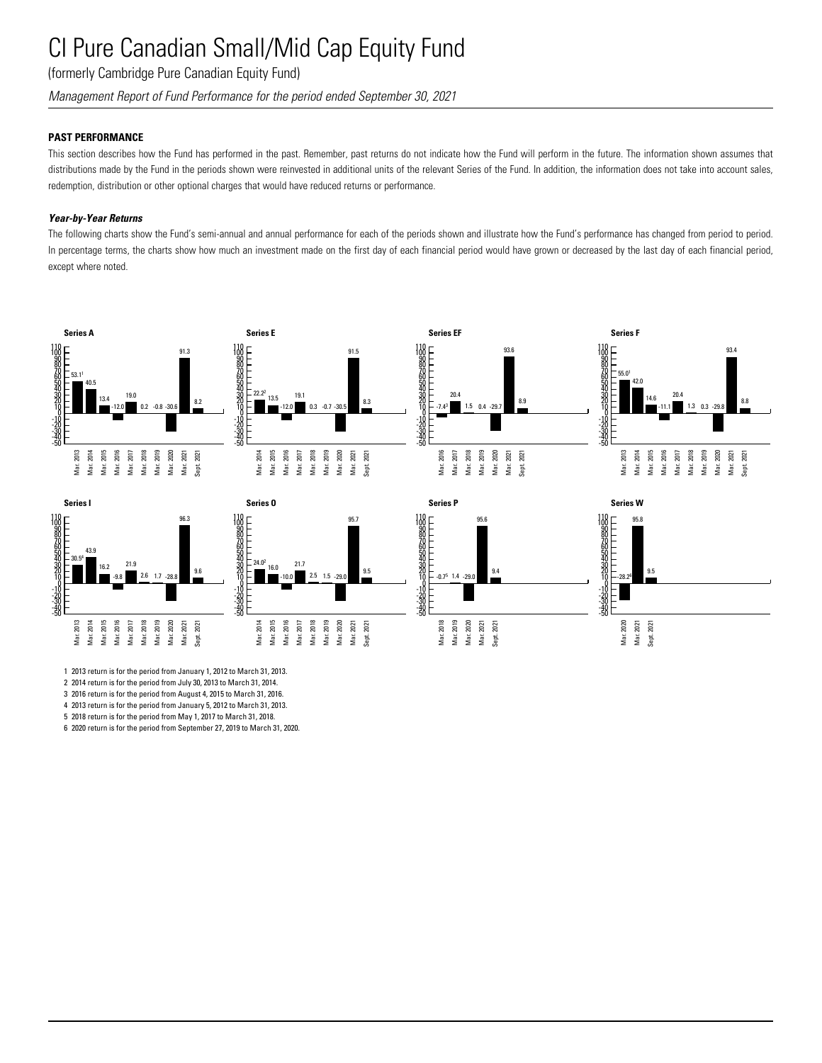# CI Pure Canadian Small/Mid Cap Equity Fund

(formerly Cambridge Pure Canadian Equity Fund)

*Management Report of Fund Performance for the period ended September 30, 2021*

**PAST PERFORMANCE**

This section describes how the Fund has performed in the past. Remember, past returns do not indicate how the Fund will perform in the future. The information shown assumes that distributions made by the Fund in the periods shown were reinvested in additional units of the relevant Series of the Fund. In addition, the information does not take into account sales, redemption, distribution or other optional charges that would have reduced returns or performance.

***Year-by-Year Returns***

The following charts show the Fund's semi-annual and annual performance for each of the periods shown and illustrate how the Fund's performance has changed from period to period. In percentage terms, the charts show how much an investment made on the first day of each financial period would have grown or decreased by the last day of each financial period, except where noted.

**Series A**

53.1[1] 40.5 13.4 -12.0 19.0 0.2 -0.8 -30.6 91.3 8.2

Mar. 2013 Mar. 2014 Mar. 2015 Mar. 2016 Mar. 2017 Mar. 2018 Mar. 2019 Mar. 2020 Mar. 2021 Sept. 2021

**Series E**

22.2[2] 13.5 -12.0 19.1 0.3 -0.7 -30.5 91.5 8.3

Mar. 2014 Mar. 2015 Mar. 2016 Mar. 2017 Mar. 2018 Mar. 2019 Mar. 2020 Mar. 2021 Sept. 2021

**Series EF**

-7.4[3] 20.4 1.5 0.4 -29.7 93.6 8.9

Mar. 2016 Mar. 2017 Mar. 2018 Mar. 2019 Mar. 2020 Mar. 2021 Sept. 2021

**Series F**

55.0[1] 42.0 14.6 -11.1 20.4 1.3 0.3 -29.8 93.4 8.8

Mar. 2013 Mar. 2014 Mar. 2015 Mar. 2016 Mar. 2017 Mar. 2018 Mar. 2019 Mar. 2020 Mar. 2021 Sept. 2021

**Series I**

30.5[4] 43.9 16.2 -9.8 21.9 2.6 1.7 -28.8 96.3 9.6

Mar. 2013 Mar. 2014 Mar. 2015 Mar. 2016 Mar. 2017 Mar. 2018 Mar. 2019 Mar. 2020 Mar. 2021 Sept. 2021

**Series O**

24.0[2] 16.0 -10.0 21.7 2.5 1.5 -29.0 95.7 9.5

Mar. 2014 Mar. 2015 Mar. 2016 Mar. 2017 Mar. 2018 Mar. 2019 Mar. 2020 Mar. 2021 Sept. 2021

**Series P**

-0.7[5] 1.4 -29.0 95.6 9.4

Mar. 2018 Mar. 2019 Mar. 2020 Mar. 2021 Sept. 2021

**Series W**

-28.2[6] 95.8 9.5

Mar. 2020 Mar. 2021 Sept. 2021

1 2013 return is for the period from January 1, 2012 to March 31, 2013.

2 2014 return is for the period from July 30, 2013 to March 31, 2014.

3 2016 return is for the period from August 4, 2015 to March 31, 2016.

4 2013 return is for the period from January 5, 2012 to March 31, 2013.

5 2018 return is for the period from May 1, 2017 to March 31, 2018.

6 2020 return is for the period from September 27, 2019 to March 31, 2020.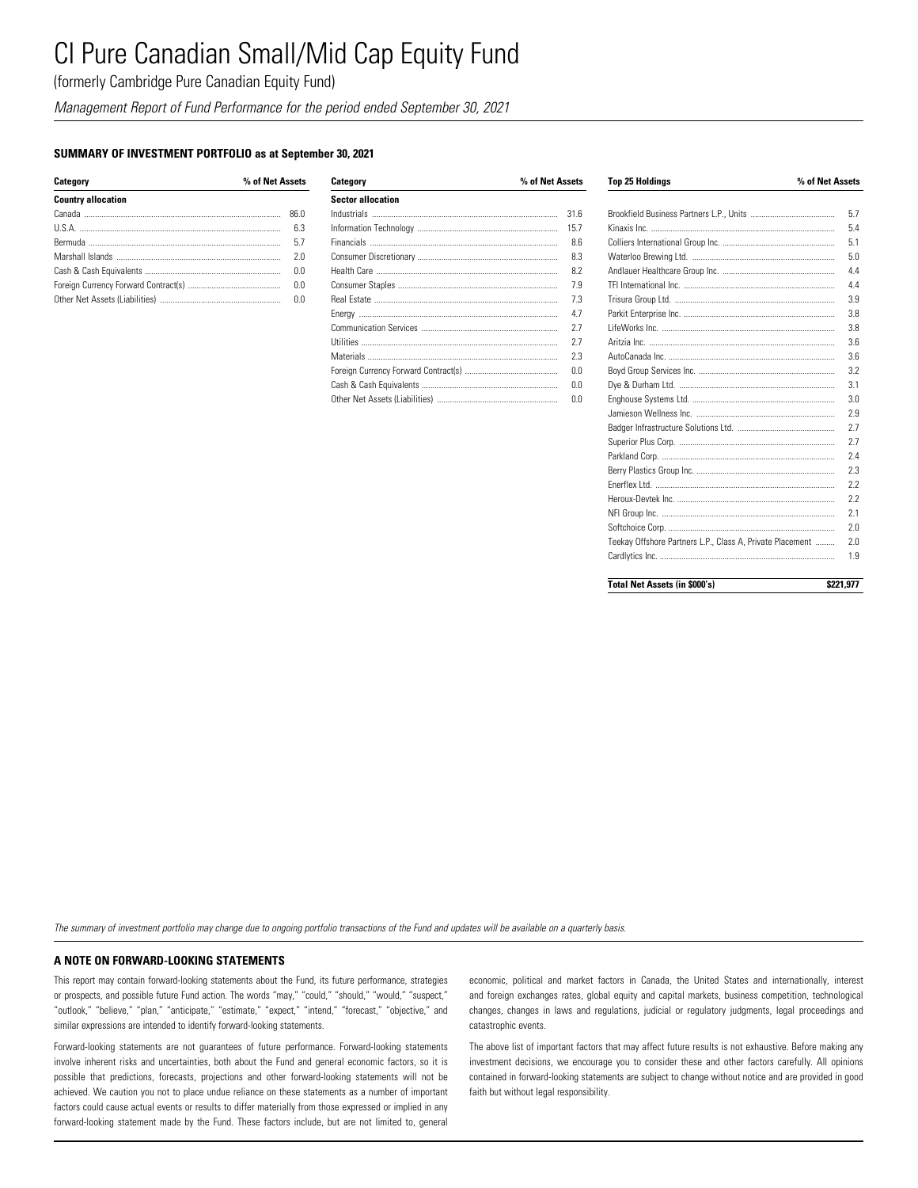// no-op
# CI Pure Canadian Small/Mid Cap Equity Fund

(formerly Cambridge Pure Canadian Equity Fund)

*Management Report of Fund Performance for the period ended September 30, 2021*

**SUMMARY OF INVESTMENT PORTFOLIO as at September 30, 2021**

| Category | % of Net Assets |
|---|---|
| **Country allocation** | |
| Canada | 86.0 |
| U.S.A. | 6.3 |
| Bermuda | 5.7 |
| Marshall Islands | 2.0 |
| Cash & Cash Equivalents | 0.0 |
| Foreign Currency Forward Contract(s) | 0.0 |
| Other Net Assets (Liabilities) | 0.0 |

| Category | % of Net Assets |
|---|---|
| **Sector allocation** | |
| Industrials | 31.6 |
| Information Technology | 15.7 |
| Financials | 8.6 |
| Consumer Discretionary | 8.3 |
| Health Care | 8.2 |
| Consumer Staples | 7.9 |
| Real Estate | 7.3 |
| Energy | 4.7 |
| Communication Services | 2.7 |
| Utilities | 2.7 |
| Materials | 2.3 |
| Foreign Currency Forward Contract(s) | 0.0 |
| Cash & Cash Equivalents | 0.0 |
| Other Net Assets (Liabilities) | 0.0 |

| Top 25 Holdings | % of Net Assets |
|---|---|
| Brookfield Business Partners L.P., Units | 5.7 |
| Kinaxis Inc. | 5.4 |
| Colliers International Group Inc. | 5.1 |
| Waterloo Brewing Ltd. | 5.0 |
| Andlauer Healthcare Group Inc. | 4.4 |
| TFI International Inc. | 4.4 |
| Trisura Group Ltd. | 3.9 |
| Parkit Enterprise Inc. | 3.8 |
| LifeWorks Inc. | 3.8 |
| Aritzia Inc. | 3.6 |
| AutoCanada Inc. | 3.6 |
| Boyd Group Services Inc. | 3.2 |
| Dye & Durham Ltd. | 3.1 |
| Enghouse Systems Ltd. | 3.0 |
| Jamieson Wellness Inc. | 2.9 |
| Badger Infrastructure Solutions Ltd. | 2.7 |
| Superior Plus Corp. | 2.7 |
| Parkland Corp. | 2.4 |
| Berry Plastics Group Inc. | 2.3 |
| Enerflex Ltd. | 2.2 |
| Heroux-Devtek Inc. | 2.2 |
| NFI Group Inc. | 2.1 |
| Softchoice Corp. | 2.0 |
| Teekay Offshore Partners L.P., Class A, Private Placement | 2.0 |
| Cardlytics Inc. | 1.9 |
| **Total Net Assets (in $000's)** | **$221,977** |

*The summary of investment portfolio may change due to ongoing portfolio transactions of the Fund and updates will be available on a quarterly basis.*

**A NOTE ON FORWARD-LOOKING STATEMENTS**

This report may contain forward-looking statements about the Fund, its future performance, strategies or prospects, and possible future Fund action. The words "may," "could," "should," "would," "suspect," "outlook," "believe," "plan," "anticipate," "estimate," "expect," "intend," "forecast," "objective," and similar expressions are intended to identify forward-looking statements.

Forward-looking statements are not guarantees of future performance. Forward-looking statements involve inherent risks and uncertainties, both about the Fund and general economic factors, so it is possible that predictions, forecasts, projections and other forward-looking statements will not be achieved. We caution you not to place undue reliance on these statements as a number of important factors could cause actual events or results to differ materially from those expressed or implied in any forward-looking statement made by the Fund. These factors include, but are not limited to, general economic, political and market factors in Canada, the United States and internationally, interest and foreign exchanges rates, global equity and capital markets, business competition, technological changes, changes in laws and regulations, judicial or regulatory judgments, legal proceedings and catastrophic events.

The above list of important factors that may affect future results is not exhaustive. Before making any investment decisions, we encourage you to consider these and other factors carefully. All opinions contained in forward-looking statements are subject to change without notice and are provided in good faith but without legal responsibility.